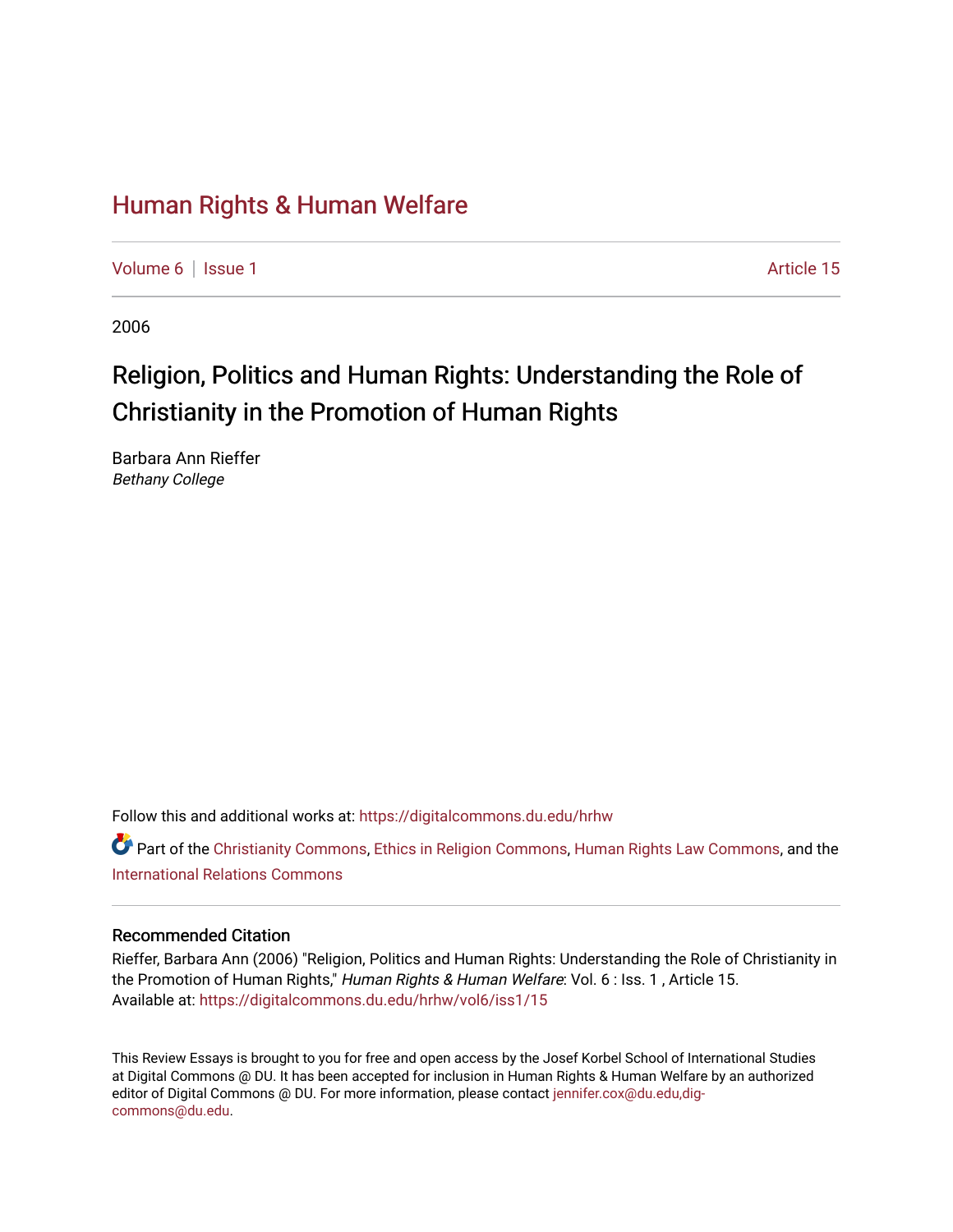# Human Rights & Human Welfare

Volume 6 | Issue 1 — Article 15

2006

## Religion, Politics and Human Rights: Understanding the Role of Christianity in the Promotion of Human Rights

Barbara Ann Rieffer
*Bethany College*

Follow this and additional works at: https://digitalcommons.du.edu/hrhw

Part of the Christianity Commons, Ethics in Religion Commons, Human Rights Law Commons, and the International Relations Commons

### Recommended Citation

Rieffer, Barbara Ann (2006) "Religion, Politics and Human Rights: Understanding the Role of Christianity in the Promotion of Human Rights," *Human Rights & Human Welfare*: Vol. 6 : Iss. 1 , Article 15.
Available at: https://digitalcommons.du.edu/hrhw/vol6/iss1/15

This Review Essays is brought to you for free and open access by the Josef Korbel School of International Studies at Digital Commons @ DU. It has been accepted for inclusion in Human Rights & Human Welfare by an authorized editor of Digital Commons @ DU. For more information, please contact jennifer.cox@du.edu,dig-commons@du.edu.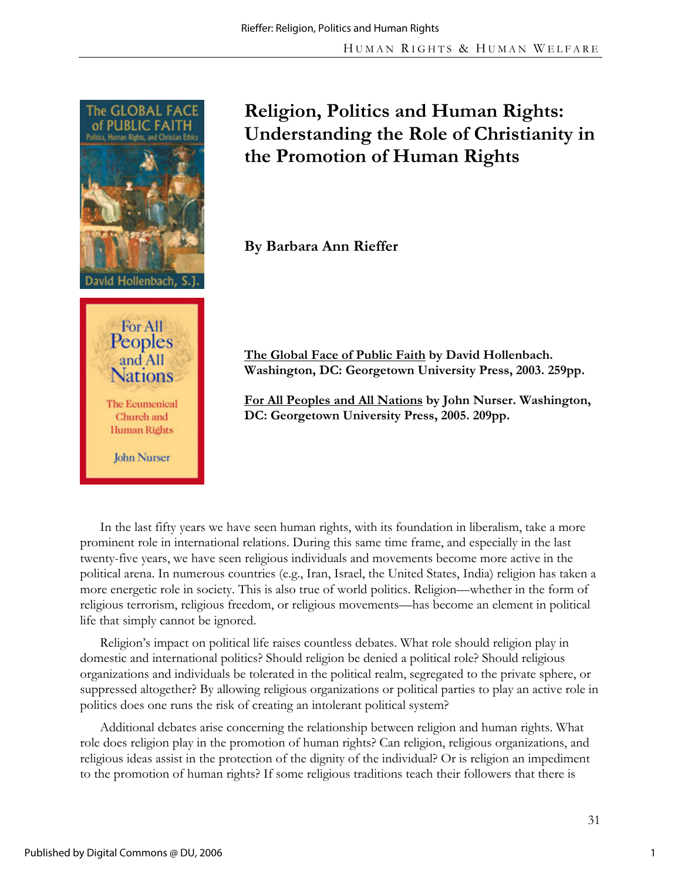# Religion, Politics and Human Rights: Understanding the Role of Christianity in the Promotion of Human Rights

**By Barbara Ann Rieffer**

**The Global Face of Public Faith by David Hollenbach. Washington, DC: Georgetown University Press, 2003. 259pp.**

**For All Peoples and All Nations by John Nurser. Washington, DC: Georgetown University Press, 2005. 209pp.**

In the last fifty years we have seen human rights, with its foundation in liberalism, take a more prominent role in international relations. During this same time frame, and especially in the last twenty-five years, we have seen religious individuals and movements become more active in the political arena. In numerous countries (e.g., Iran, Israel, the United States, India) religion has taken a more energetic role in society. This is also true of world politics. Religion—whether in the form of religious terrorism, religious freedom, or religious movements—has become an element in political life that simply cannot be ignored.

Religion's impact on political life raises countless debates. What role should religion play in domestic and international politics? Should religion be denied a political role? Should religious organizations and individuals be tolerated in the political realm, segregated to the private sphere, or suppressed altogether? By allowing religious organizations or political parties to play an active role in politics does one runs the risk of creating an intolerant political system?

Additional debates arise concerning the relationship between religion and human rights. What role does religion play in the promotion of human rights? Can religion, religious organizations, and religious ideas assist in the protection of the dignity of the individual? Or is religion an impediment to the promotion of human rights? If some religious traditions teach their followers that there is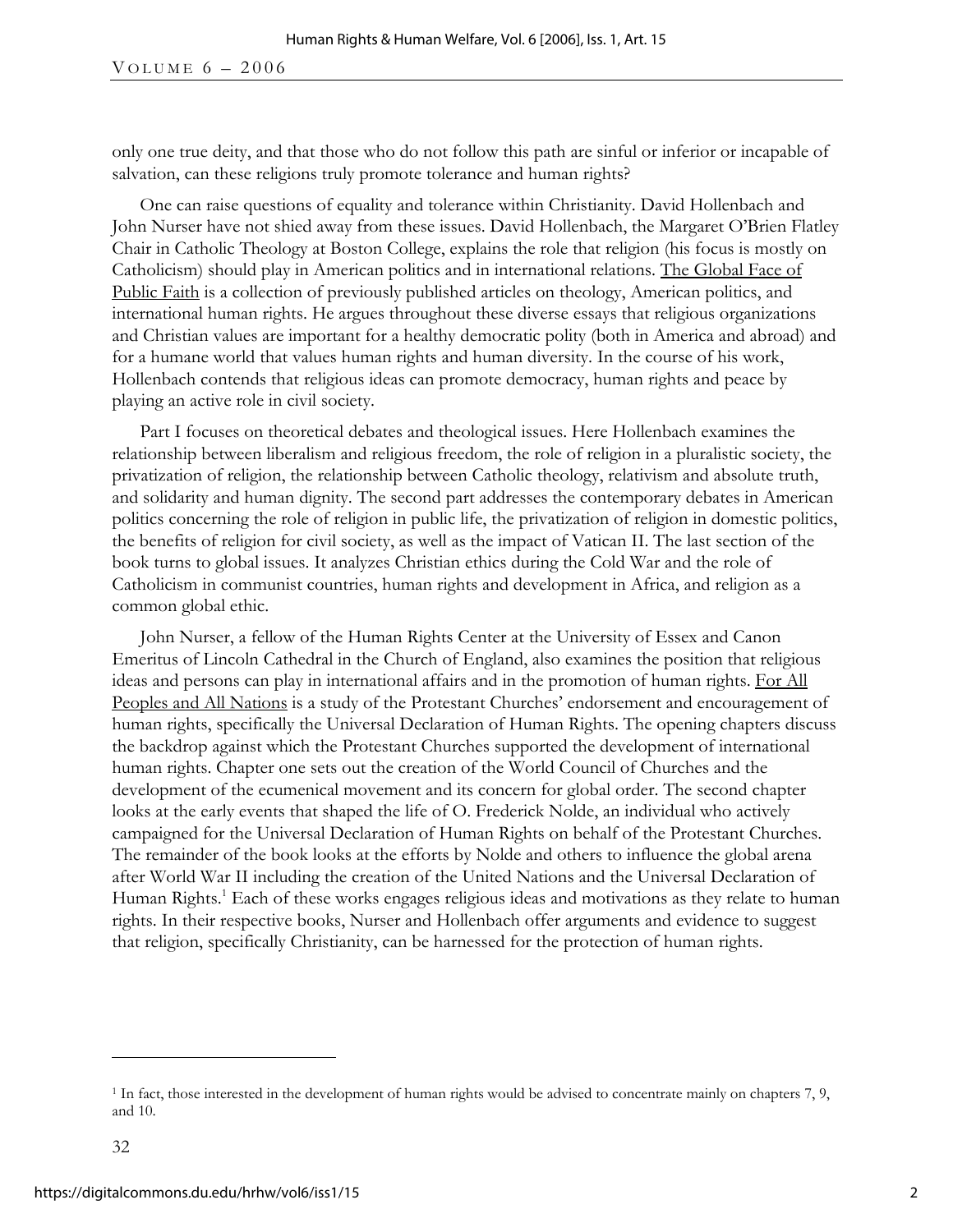only one true deity, and that those who do not follow this path are sinful or inferior or incapable of salvation, can these religions truly promote tolerance and human rights?

One can raise questions of equality and tolerance within Christianity. David Hollenbach and John Nurser have not shied away from these issues. David Hollenbach, the Margaret O'Brien Flatley Chair in Catholic Theology at Boston College, explains the role that religion (his focus is mostly on Catholicism) should play in American politics and in international relations. The Global Face of Public Faith is a collection of previously published articles on theology, American politics, and international human rights. He argues throughout these diverse essays that religious organizations and Christian values are important for a healthy democratic polity (both in America and abroad) and for a humane world that values human rights and human diversity. In the course of his work, Hollenbach contends that religious ideas can promote democracy, human rights and peace by playing an active role in civil society.

Part I focuses on theoretical debates and theological issues. Here Hollenbach examines the relationship between liberalism and religious freedom, the role of religion in a pluralistic society, the privatization of religion, the relationship between Catholic theology, relativism and absolute truth, and solidarity and human dignity. The second part addresses the contemporary debates in American politics concerning the role of religion in public life, the privatization of religion in domestic politics, the benefits of religion for civil society, as well as the impact of Vatican II. The last section of the book turns to global issues. It analyzes Christian ethics during the Cold War and the role of Catholicism in communist countries, human rights and development in Africa, and religion as a common global ethic.

John Nurser, a fellow of the Human Rights Center at the University of Essex and Canon Emeritus of Lincoln Cathedral in the Church of England, also examines the position that religious ideas and persons can play in international affairs and in the promotion of human rights. For All Peoples and All Nations is a study of the Protestant Churches' endorsement and encouragement of human rights, specifically the Universal Declaration of Human Rights. The opening chapters discuss the backdrop against which the Protestant Churches supported the development of international human rights. Chapter one sets out the creation of the World Council of Churches and the development of the ecumenical movement and its concern for global order. The second chapter looks at the early events that shaped the life of O. Frederick Nolde, an individual who actively campaigned for the Universal Declaration of Human Rights on behalf of the Protestant Churches. The remainder of the book looks at the efforts by Nolde and others to influence the global arena after World War II including the creation of the United Nations and the Universal Declaration of Human Rights.[1] Each of these works engages religious ideas and motivations as they relate to human rights. In their respective books, Nurser and Hollenbach offer arguments and evidence to suggest that religion, specifically Christianity, can be harnessed for the protection of human rights.

[1] In fact, those interested in the development of human rights would be advised to concentrate mainly on chapters 7, 9, and 10.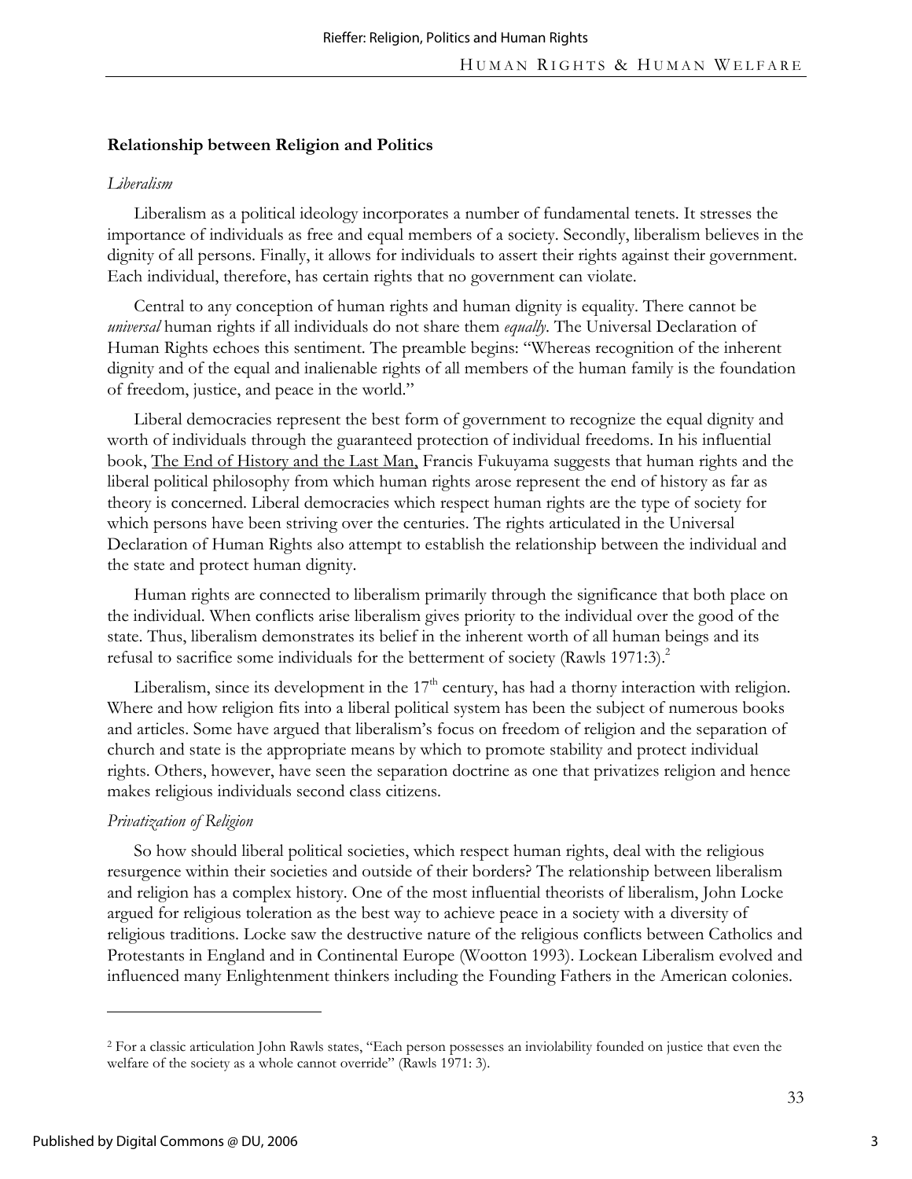## Relationship between Religion and Politics

*Liberalism*

Liberalism as a political ideology incorporates a number of fundamental tenets. It stresses the importance of individuals as free and equal members of a society. Secondly, liberalism believes in the dignity of all persons. Finally, it allows for individuals to assert their rights against their government. Each individual, therefore, has certain rights that no government can violate.

Central to any conception of human rights and human dignity is equality. There cannot be *universal* human rights if all individuals do not share them *equally*. The Universal Declaration of Human Rights echoes this sentiment. The preamble begins: "Whereas recognition of the inherent dignity and of the equal and inalienable rights of all members of the human family is the foundation of freedom, justice, and peace in the world."

Liberal democracies represent the best form of government to recognize the equal dignity and worth of individuals through the guaranteed protection of individual freedoms. In his influential book, The End of History and the Last Man, Francis Fukuyama suggests that human rights and the liberal political philosophy from which human rights arose represent the end of history as far as theory is concerned. Liberal democracies which respect human rights are the type of society for which persons have been striving over the centuries. The rights articulated in the Universal Declaration of Human Rights also attempt to establish the relationship between the individual and the state and protect human dignity.

Human rights are connected to liberalism primarily through the significance that both place on the individual. When conflicts arise liberalism gives priority to the individual over the good of the state. Thus, liberalism demonstrates its belief in the inherent worth of all human beings and its refusal to sacrifice some individuals for the betterment of society (Rawls 1971:3).[2]

Liberalism, since its development in the 17th century, has had a thorny interaction with religion. Where and how religion fits into a liberal political system has been the subject of numerous books and articles. Some have argued that liberalism's focus on freedom of religion and the separation of church and state is the appropriate means by which to promote stability and protect individual rights. Others, however, have seen the separation doctrine as one that privatizes religion and hence makes religious individuals second class citizens.

*Privatization of Religion*

So how should liberal political societies, which respect human rights, deal with the religious resurgence within their societies and outside of their borders? The relationship between liberalism and religion has a complex history. One of the most influential theorists of liberalism, John Locke argued for religious toleration as the best way to achieve peace in a society with a diversity of religious traditions. Locke saw the destructive nature of the religious conflicts between Catholics and Protestants in England and in Continental Europe (Wootton 1993). Lockean Liberalism evolved and influenced many Enlightenment thinkers including the Founding Fathers in the American colonies.

---

[2] For a classic articulation John Rawls states, "Each person possesses an inviolability founded on justice that even the welfare of the society as a whole cannot override" (Rawls 1971: 3).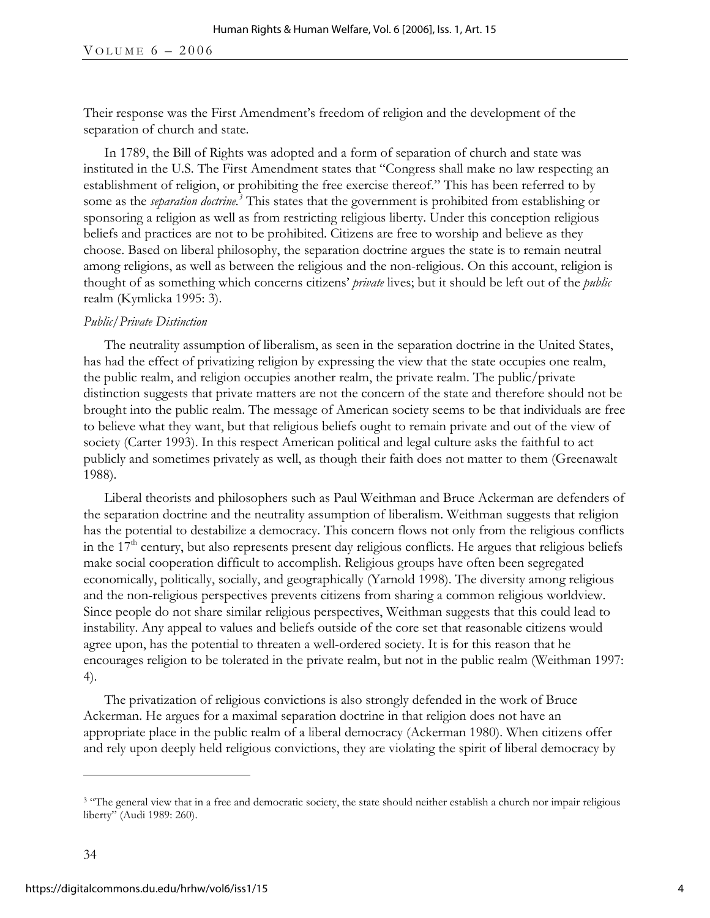Their response was the First Amendment's freedom of religion and the development of the separation of church and state.

In 1789, the Bill of Rights was adopted and a form of separation of church and state was instituted in the U.S. The First Amendment states that "Congress shall make no law respecting an establishment of religion, or prohibiting the free exercise thereof." This has been referred to by some as the *separation doctrine.*[3] This states that the government is prohibited from establishing or sponsoring a religion as well as from restricting religious liberty. Under this conception religious beliefs and practices are not to be prohibited. Citizens are free to worship and believe as they choose. Based on liberal philosophy, the separation doctrine argues the state is to remain neutral among religions, as well as between the religious and the non-religious. On this account, religion is thought of as something which concerns citizens' *private* lives; but it should be left out of the *public* realm (Kymlicka 1995: 3).

*Public/Private Distinction*

The neutrality assumption of liberalism, as seen in the separation doctrine in the United States, has had the effect of privatizing religion by expressing the view that the state occupies one realm, the public realm, and religion occupies another realm, the private realm. The public/private distinction suggests that private matters are not the concern of the state and therefore should not be brought into the public realm. The message of American society seems to be that individuals are free to believe what they want, but that religious beliefs ought to remain private and out of the view of society (Carter 1993). In this respect American political and legal culture asks the faithful to act publicly and sometimes privately as well, as though their faith does not matter to them (Greenawalt 1988).

Liberal theorists and philosophers such as Paul Weithman and Bruce Ackerman are defenders of the separation doctrine and the neutrality assumption of liberalism. Weithman suggests that religion has the potential to destabilize a democracy. This concern flows not only from the religious conflicts in the 17th century, but also represents present day religious conflicts. He argues that religious beliefs make social cooperation difficult to accomplish. Religious groups have often been segregated economically, politically, socially, and geographically (Yarnold 1998). The diversity among religious and the non-religious perspectives prevents citizens from sharing a common religious worldview. Since people do not share similar religious perspectives, Weithman suggests that this could lead to instability. Any appeal to values and beliefs outside of the core set that reasonable citizens would agree upon, has the potential to threaten a well-ordered society. It is for this reason that he encourages religion to be tolerated in the private realm, but not in the public realm (Weithman 1997: 4).

The privatization of religious convictions is also strongly defended in the work of Bruce Ackerman. He argues for a maximal separation doctrine in that religion does not have an appropriate place in the public realm of a liberal democracy (Ackerman 1980). When citizens offer and rely upon deeply held religious convictions, they are violating the spirit of liberal democracy by

---

[3] "The general view that in a free and democratic society, the state should neither establish a church nor impair religious liberty" (Audi 1989: 260).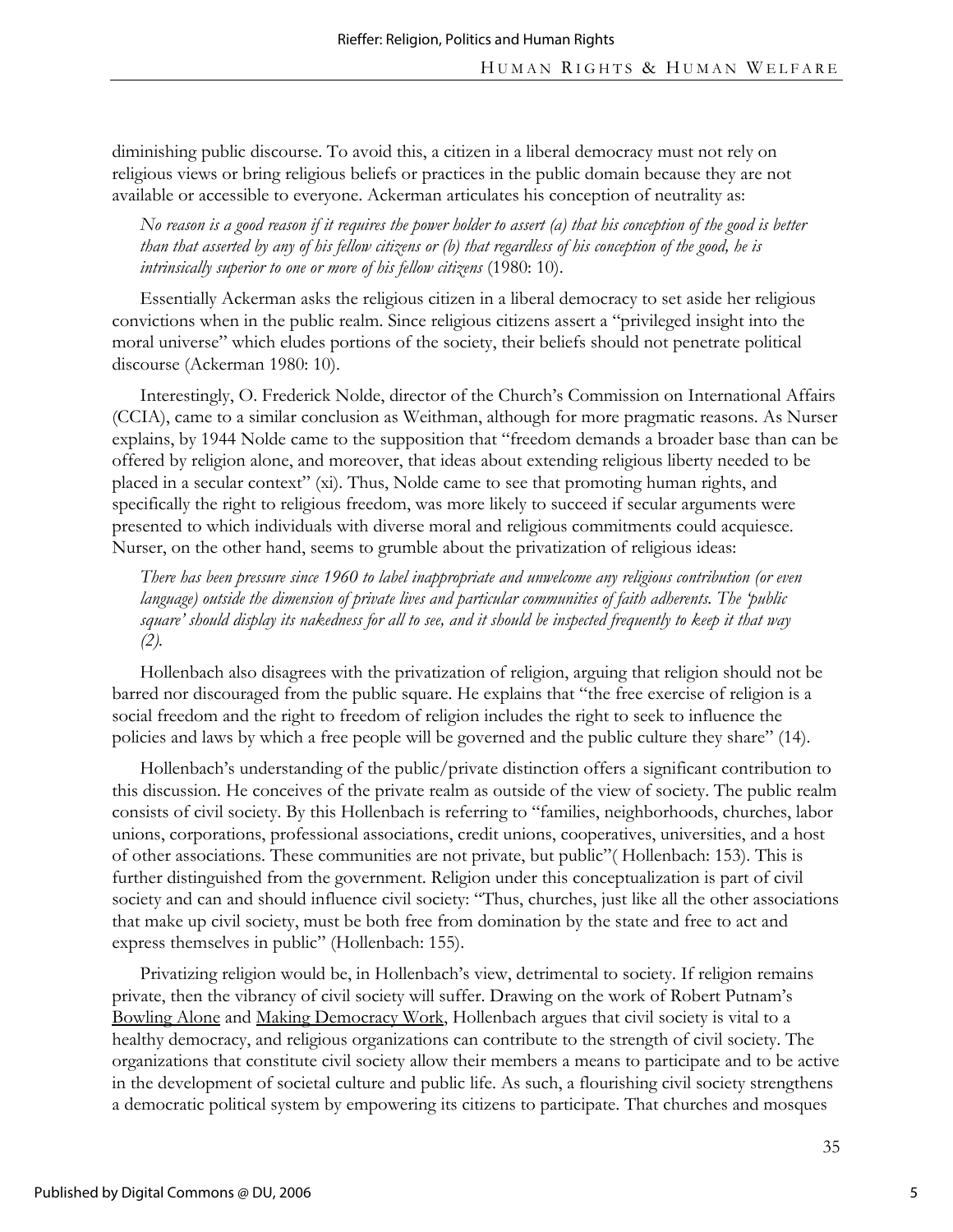diminishing public discourse. To avoid this, a citizen in a liberal democracy must not rely on religious views or bring religious beliefs or practices in the public domain because they are not available or accessible to everyone. Ackerman articulates his conception of neutrality as:

> *No reason is a good reason if it requires the power holder to assert (a) that his conception of the good is better than that asserted by any of his fellow citizens or (b) that regardless of his conception of the good, he is intrinsically superior to one or more of his fellow citizens* (1980: 10).

Essentially Ackerman asks the religious citizen in a liberal democracy to set aside her religious convictions when in the public realm. Since religious citizens assert a "privileged insight into the moral universe" which eludes portions of the society, their beliefs should not penetrate political discourse (Ackerman 1980: 10).

Interestingly, O. Frederick Nolde, director of the Church's Commission on International Affairs (CCIA), came to a similar conclusion as Weithman, although for more pragmatic reasons. As Nurser explains, by 1944 Nolde came to the supposition that "freedom demands a broader base than can be offered by religion alone, and moreover, that ideas about extending religious liberty needed to be placed in a secular context" (xi). Thus, Nolde came to see that promoting human rights, and specifically the right to religious freedom, was more likely to succeed if secular arguments were presented to which individuals with diverse moral and religious commitments could acquiesce. Nurser, on the other hand, seems to grumble about the privatization of religious ideas:

> *There has been pressure since 1960 to label inappropriate and unwelcome any religious contribution (or even language) outside the dimension of private lives and particular communities of faith adherents. The 'public square' should display its nakedness for all to see, and it should be inspected frequently to keep it that way (2).*

Hollenbach also disagrees with the privatization of religion, arguing that religion should not be barred nor discouraged from the public square. He explains that "the free exercise of religion is a social freedom and the right to freedom of religion includes the right to seek to influence the policies and laws by which a free people will be governed and the public culture they share" (14).

Hollenbach's understanding of the public/private distinction offers a significant contribution to this discussion. He conceives of the private realm as outside of the view of society. The public realm consists of civil society. By this Hollenbach is referring to "families, neighborhoods, churches, labor unions, corporations, professional associations, credit unions, cooperatives, universities, and a host of other associations. These communities are not private, but public"( Hollenbach: 153). This is further distinguished from the government. Religion under this conceptualization is part of civil society and can and should influence civil society: "Thus, churches, just like all the other associations that make up civil society, must be both free from domination by the state and free to act and express themselves in public" (Hollenbach: 155).

Privatizing religion would be, in Hollenbach's view, detrimental to society. If religion remains private, then the vibrancy of civil society will suffer. Drawing on the work of Robert Putnam's Bowling Alone and Making Democracy Work, Hollenbach argues that civil society is vital to a healthy democracy, and religious organizations can contribute to the strength of civil society. The organizations that constitute civil society allow their members a means to participate and to be active in the development of societal culture and public life. As such, a flourishing civil society strengthens a democratic political system by empowering its citizens to participate. That churches and mosques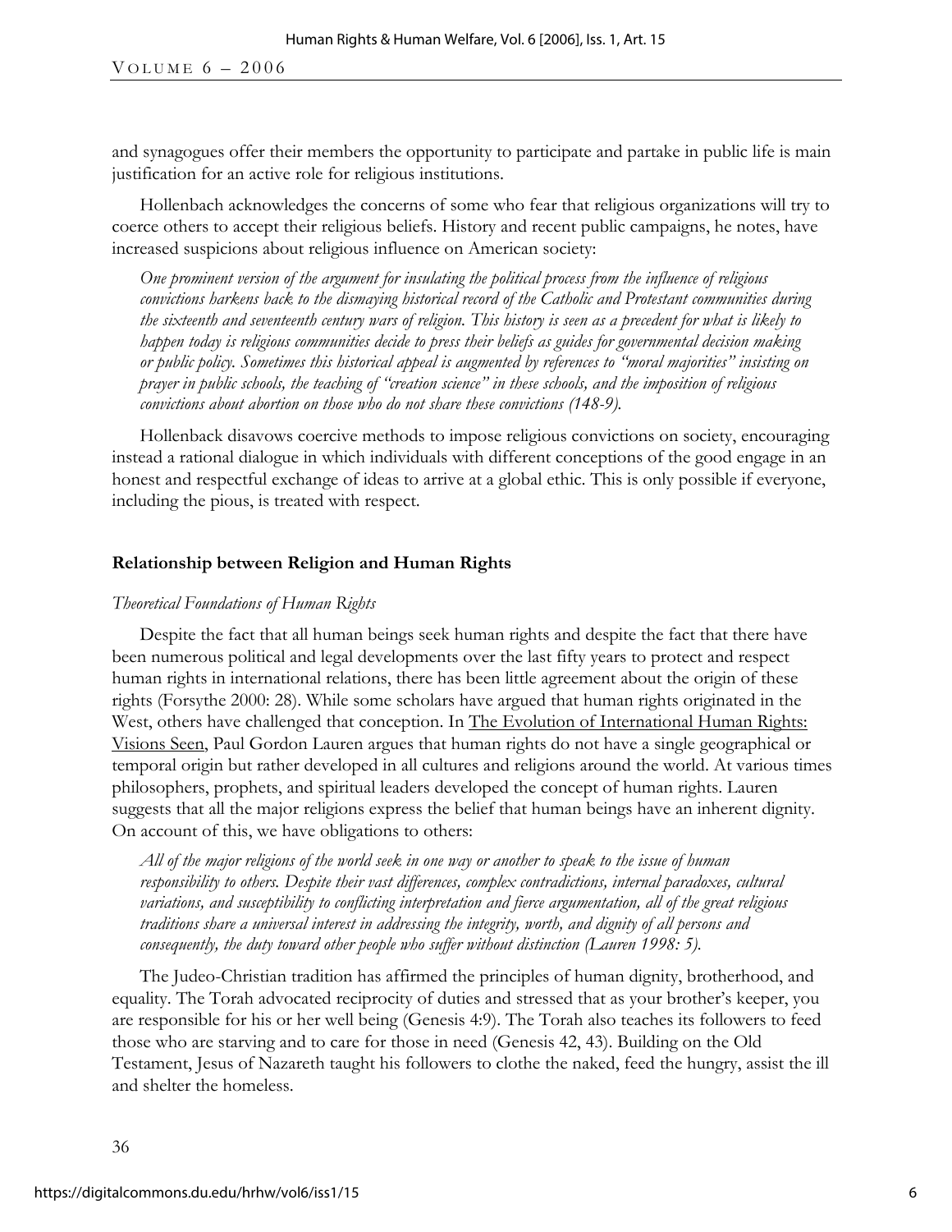and synagogues offer their members the opportunity to participate and partake in public life is main justification for an active role for religious institutions.

Hollenbach acknowledges the concerns of some who fear that religious organizations will try to coerce others to accept their religious beliefs. History and recent public campaigns, he notes, have increased suspicions about religious influence on American society:

> *One prominent version of the argument for insulating the political process from the influence of religious convictions harkens back to the dismaying historical record of the Catholic and Protestant communities during the sixteenth and seventeenth century wars of religion. This history is seen as a precedent for what is likely to happen today is religious communities decide to press their beliefs as guides for governmental decision making or public policy. Sometimes this historical appeal is augmented by references to "moral majorities" insisting on prayer in public schools, the teaching of "creation science" in these schools, and the imposition of religious convictions about abortion on those who do not share these convictions (148-9).*

Hollenback disavows coercive methods to impose religious convictions on society, encouraging instead a rational dialogue in which individuals with different conceptions of the good engage in an honest and respectful exchange of ideas to arrive at a global ethic. This is only possible if everyone, including the pious, is treated with respect.

## Relationship between Religion and Human Rights

### *Theoretical Foundations of Human Rights*

Despite the fact that all human beings seek human rights and despite the fact that there have been numerous political and legal developments over the last fifty years to protect and respect human rights in international relations, there has been little agreement about the origin of these rights (Forsythe 2000: 28). While some scholars have argued that human rights originated in the West, others have challenged that conception. In The Evolution of International Human Rights: Visions Seen, Paul Gordon Lauren argues that human rights do not have a single geographical or temporal origin but rather developed in all cultures and religions around the world. At various times philosophers, prophets, and spiritual leaders developed the concept of human rights. Lauren suggests that all the major religions express the belief that human beings have an inherent dignity. On account of this, we have obligations to others:

> *All of the major religions of the world seek in one way or another to speak to the issue of human responsibility to others. Despite their vast differences, complex contradictions, internal paradoxes, cultural variations, and susceptibility to conflicting interpretation and fierce argumentation, all of the great religious traditions share a universal interest in addressing the integrity, worth, and dignity of all persons and consequently, the duty toward other people who suffer without distinction (Lauren 1998: 5).*

The Judeo-Christian tradition has affirmed the principles of human dignity, brotherhood, and equality. The Torah advocated reciprocity of duties and stressed that as your brother's keeper, you are responsible for his or her well being (Genesis 4:9). The Torah also teaches its followers to feed those who are starving and to care for those in need (Genesis 42, 43). Building on the Old Testament, Jesus of Nazareth taught his followers to clothe the naked, feed the hungry, assist the ill and shelter the homeless.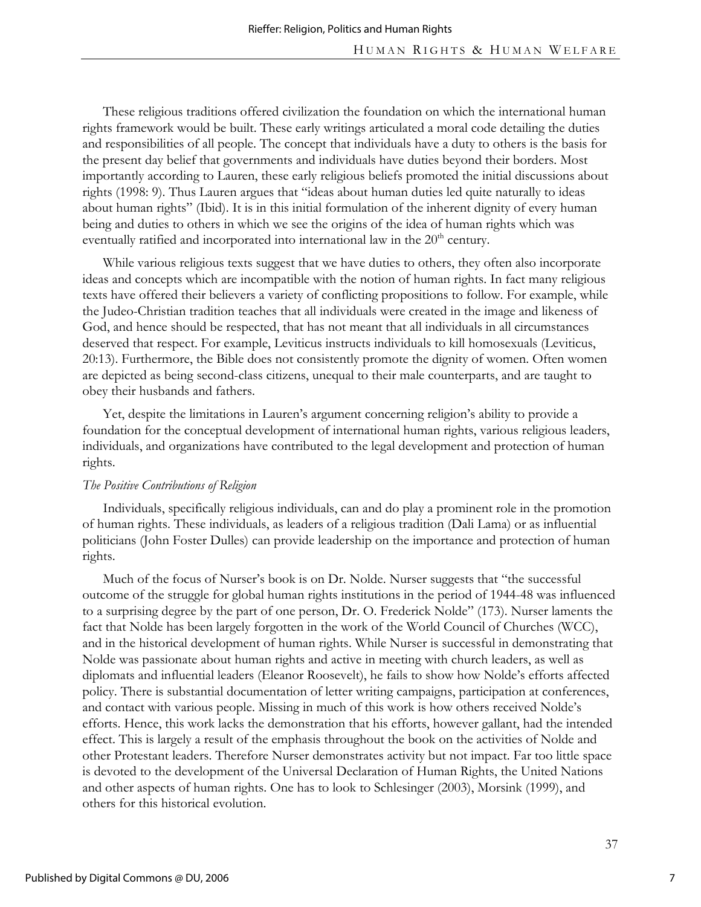These religious traditions offered civilization the foundation on which the international human rights framework would be built. These early writings articulated a moral code detailing the duties and responsibilities of all people. The concept that individuals have a duty to others is the basis for the present day belief that governments and individuals have duties beyond their borders. Most importantly according to Lauren, these early religious beliefs promoted the initial discussions about rights (1998: 9). Thus Lauren argues that "ideas about human duties led quite naturally to ideas about human rights" (Ibid). It is in this initial formulation of the inherent dignity of every human being and duties to others in which we see the origins of the idea of human rights which was eventually ratified and incorporated into international law in the 20th century.

While various religious texts suggest that we have duties to others, they often also incorporate ideas and concepts which are incompatible with the notion of human rights. In fact many religious texts have offered their believers a variety of conflicting propositions to follow. For example, while the Judeo-Christian tradition teaches that all individuals were created in the image and likeness of God, and hence should be respected, that has not meant that all individuals in all circumstances deserved that respect. For example, Leviticus instructs individuals to kill homosexuals (Leviticus, 20:13). Furthermore, the Bible does not consistently promote the dignity of women. Often women are depicted as being second-class citizens, unequal to their male counterparts, and are taught to obey their husbands and fathers.

Yet, despite the limitations in Lauren's argument concerning religion's ability to provide a foundation for the conceptual development of international human rights, various religious leaders, individuals, and organizations have contributed to the legal development and protection of human rights.

*The Positive Contributions of Religion*

Individuals, specifically religious individuals, can and do play a prominent role in the promotion of human rights. These individuals, as leaders of a religious tradition (Dali Lama) or as influential politicians (John Foster Dulles) can provide leadership on the importance and protection of human rights.

Much of the focus of Nurser's book is on Dr. Nolde. Nurser suggests that "the successful outcome of the struggle for global human rights institutions in the period of 1944-48 was influenced to a surprising degree by the part of one person, Dr. O. Frederick Nolde" (173). Nurser laments the fact that Nolde has been largely forgotten in the work of the World Council of Churches (WCC), and in the historical development of human rights. While Nurser is successful in demonstrating that Nolde was passionate about human rights and active in meeting with church leaders, as well as diplomats and influential leaders (Eleanor Roosevelt), he fails to show how Nolde's efforts affected policy. There is substantial documentation of letter writing campaigns, participation at conferences, and contact with various people. Missing in much of this work is how others received Nolde's efforts. Hence, this work lacks the demonstration that his efforts, however gallant, had the intended effect. This is largely a result of the emphasis throughout the book on the activities of Nolde and other Protestant leaders. Therefore Nurser demonstrates activity but not impact. Far too little space is devoted to the development of the Universal Declaration of Human Rights, the United Nations and other aspects of human rights. One has to look to Schlesinger (2003), Morsink (1999), and others for this historical evolution.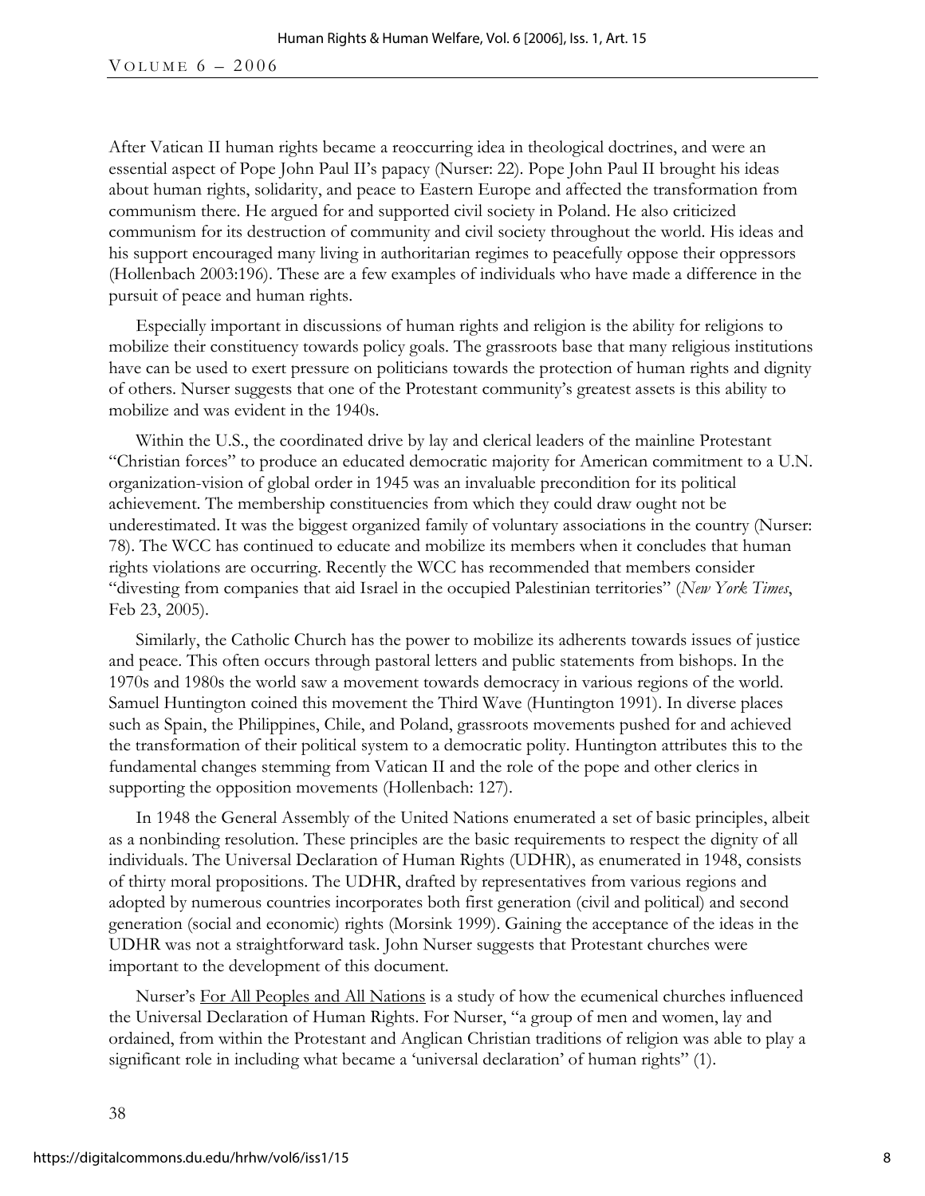After Vatican II human rights became a reoccurring idea in theological doctrines, and were an essential aspect of Pope John Paul II's papacy (Nurser: 22). Pope John Paul II brought his ideas about human rights, solidarity, and peace to Eastern Europe and affected the transformation from communism there. He argued for and supported civil society in Poland. He also criticized communism for its destruction of community and civil society throughout the world. His ideas and his support encouraged many living in authoritarian regimes to peacefully oppose their oppressors (Hollenbach 2003:196). These are a few examples of individuals who have made a difference in the pursuit of peace and human rights.

Especially important in discussions of human rights and religion is the ability for religions to mobilize their constituency towards policy goals. The grassroots base that many religious institutions have can be used to exert pressure on politicians towards the protection of human rights and dignity of others. Nurser suggests that one of the Protestant community's greatest assets is this ability to mobilize and was evident in the 1940s.

Within the U.S., the coordinated drive by lay and clerical leaders of the mainline Protestant "Christian forces" to produce an educated democratic majority for American commitment to a U.N. organization-vision of global order in 1945 was an invaluable precondition for its political achievement. The membership constituencies from which they could draw ought not be underestimated. It was the biggest organized family of voluntary associations in the country (Nurser: 78). The WCC has continued to educate and mobilize its members when it concludes that human rights violations are occurring. Recently the WCC has recommended that members consider "divesting from companies that aid Israel in the occupied Palestinian territories" (*New York Times*, Feb 23, 2005).

Similarly, the Catholic Church has the power to mobilize its adherents towards issues of justice and peace. This often occurs through pastoral letters and public statements from bishops. In the 1970s and 1980s the world saw a movement towards democracy in various regions of the world. Samuel Huntington coined this movement the Third Wave (Huntington 1991). In diverse places such as Spain, the Philippines, Chile, and Poland, grassroots movements pushed for and achieved the transformation of their political system to a democratic polity. Huntington attributes this to the fundamental changes stemming from Vatican II and the role of the pope and other clerics in supporting the opposition movements (Hollenbach: 127).

In 1948 the General Assembly of the United Nations enumerated a set of basic principles, albeit as a nonbinding resolution. These principles are the basic requirements to respect the dignity of all individuals. The Universal Declaration of Human Rights (UDHR), as enumerated in 1948, consists of thirty moral propositions. The UDHR, drafted by representatives from various regions and adopted by numerous countries incorporates both first generation (civil and political) and second generation (social and economic) rights (Morsink 1999). Gaining the acceptance of the ideas in the UDHR was not a straightforward task. John Nurser suggests that Protestant churches were important to the development of this document.

Nurser's For All Peoples and All Nations is a study of how the ecumenical churches influenced the Universal Declaration of Human Rights. For Nurser, "a group of men and women, lay and ordained, from within the Protestant and Anglican Christian traditions of religion was able to play a significant role in including what became a 'universal declaration' of human rights" (1).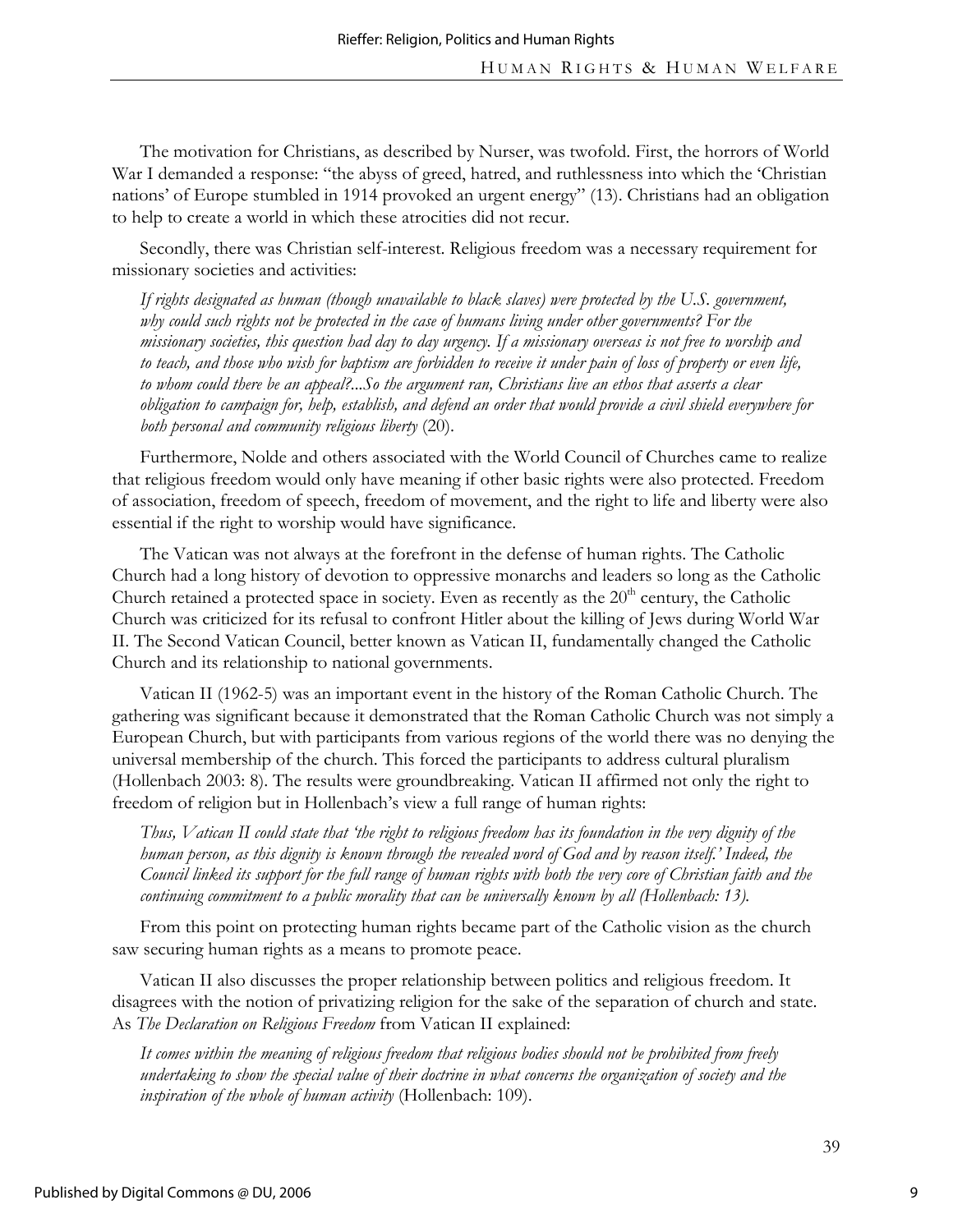The motivation for Christians, as described by Nurser, was twofold. First, the horrors of World War I demanded a response: "the abyss of greed, hatred, and ruthlessness into which the 'Christian nations' of Europe stumbled in 1914 provoked an urgent energy" (13). Christians had an obligation to help to create a world in which these atrocities did not recur.

Secondly, there was Christian self-interest. Religious freedom was a necessary requirement for missionary societies and activities:

> *If rights designated as human (though unavailable to black slaves) were protected by the U.S. government, why could such rights not be protected in the case of humans living under other governments? For the missionary societies, this question had day to day urgency. If a missionary overseas is not free to worship and to teach, and those who wish for baptism are forbidden to receive it under pain of loss of property or even life, to whom could there be an appeal?...So the argument ran, Christians live an ethos that asserts a clear obligation to campaign for, help, establish, and defend an order that would provide a civil shield everywhere for both personal and community religious liberty* (20).

Furthermore, Nolde and others associated with the World Council of Churches came to realize that religious freedom would only have meaning if other basic rights were also protected. Freedom of association, freedom of speech, freedom of movement, and the right to life and liberty were also essential if the right to worship would have significance.

The Vatican was not always at the forefront in the defense of human rights. The Catholic Church had a long history of devotion to oppressive monarchs and leaders so long as the Catholic Church retained a protected space in society. Even as recently as the 20th century, the Catholic Church was criticized for its refusal to confront Hitler about the killing of Jews during World War II. The Second Vatican Council, better known as Vatican II, fundamentally changed the Catholic Church and its relationship to national governments.

Vatican II (1962-5) was an important event in the history of the Roman Catholic Church. The gathering was significant because it demonstrated that the Roman Catholic Church was not simply a European Church, but with participants from various regions of the world there was no denying the universal membership of the church. This forced the participants to address cultural pluralism (Hollenbach 2003: 8). The results were groundbreaking. Vatican II affirmed not only the right to freedom of religion but in Hollenbach's view a full range of human rights:

> *Thus, Vatican II could state that 'the right to religious freedom has its foundation in the very dignity of the human person, as this dignity is known through the revealed word of God and by reason itself.' Indeed, the Council linked its support for the full range of human rights with both the very core of Christian faith and the continuing commitment to a public morality that can be universally known by all (Hollenbach: 13).*

From this point on protecting human rights became part of the Catholic vision as the church saw securing human rights as a means to promote peace.

Vatican II also discusses the proper relationship between politics and religious freedom. It disagrees with the notion of privatizing religion for the sake of the separation of church and state. As *The Declaration on Religious Freedom* from Vatican II explained:

> *It comes within the meaning of religious freedom that religious bodies should not be prohibited from freely undertaking to show the special value of their doctrine in what concerns the organization of society and the inspiration of the whole of human activity* (Hollenbach: 109).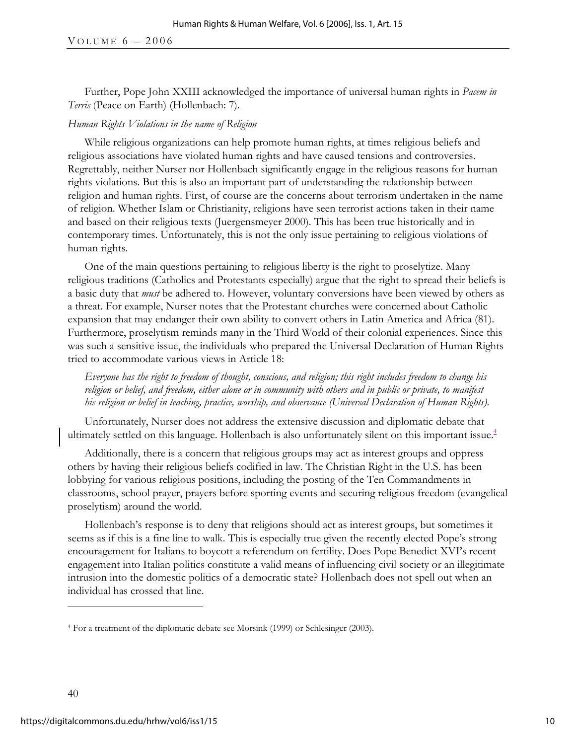Further, Pope John XXIII acknowledged the importance of universal human rights in *Pacem in Terris* (Peace on Earth) (Hollenbach: 7).

*Human Rights Violations in the name of Religion*

While religious organizations can help promote human rights, at times religious beliefs and religious associations have violated human rights and have caused tensions and controversies. Regrettably, neither Nurser nor Hollenbach significantly engage in the religious reasons for human rights violations. But this is also an important part of understanding the relationship between religion and human rights. First, of course are the concerns about terrorism undertaken in the name of religion. Whether Islam or Christianity, religions have seen terrorist actions taken in their name and based on their religious texts (Juergensmeyer 2000). This has been true historically and in contemporary times. Unfortunately, this is not the only issue pertaining to religious violations of human rights.

One of the main questions pertaining to religious liberty is the right to proselytize. Many religious traditions (Catholics and Protestants especially) argue that the right to spread their beliefs is a basic duty that *must* be adhered to. However, voluntary conversions have been viewed by others as a threat. For example, Nurser notes that the Protestant churches were concerned about Catholic expansion that may endanger their own ability to convert others in Latin America and Africa (81). Furthermore, proselytism reminds many in the Third World of their colonial experiences. Since this was such a sensitive issue, the individuals who prepared the Universal Declaration of Human Rights tried to accommodate various views in Article 18:

> *Everyone has the right to freedom of thought, conscious, and religion; this right includes freedom to change his religion or belief, and freedom, either alone or in community with others and in public or private, to manifest his religion or belief in teaching, practice, worship, and observance (Universal Declaration of Human Rights).*

Unfortunately, Nurser does not address the extensive discussion and diplomatic debate that ultimately settled on this language. Hollenbach is also unfortunately silent on this important issue.[4]

Additionally, there is a concern that religious groups may act as interest groups and oppress others by having their religious beliefs codified in law. The Christian Right in the U.S. has been lobbying for various religious positions, including the posting of the Ten Commandments in classrooms, school prayer, prayers before sporting events and securing religious freedom (evangelical proselytism) around the world.

Hollenbach's response is to deny that religions should act as interest groups, but sometimes it seems as if this is a fine line to walk. This is especially true given the recently elected Pope's strong encouragement for Italians to boycott a referendum on fertility. Does Pope Benedict XVI's recent engagement into Italian politics constitute a valid means of influencing civil society or an illegitimate intrusion into the domestic politics of a democratic state? Hollenbach does not spell out when an individual has crossed that line.

---

[4] For a treatment of the diplomatic debate see Morsink (1999) or Schlesinger (2003).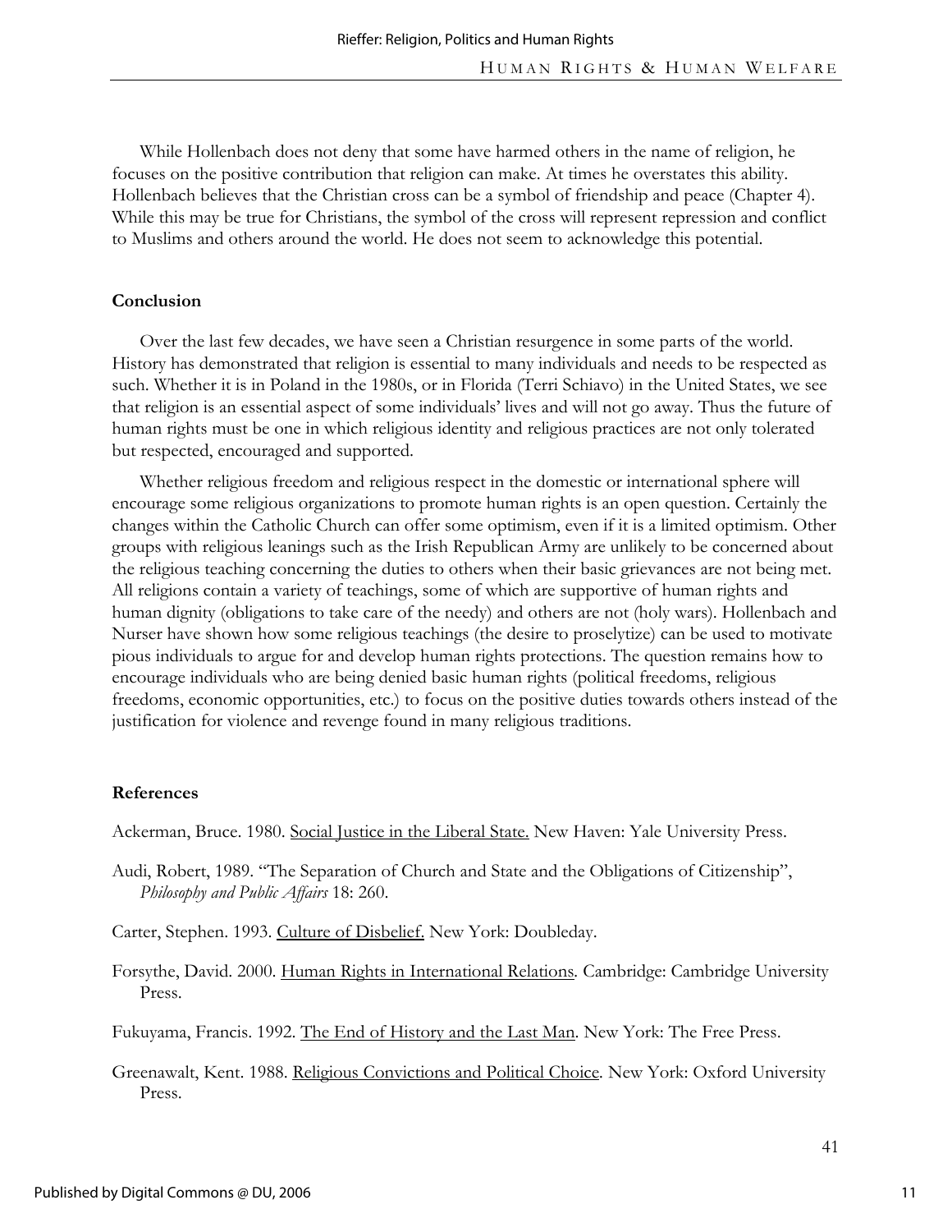While Hollenbach does not deny that some have harmed others in the name of religion, he focuses on the positive contribution that religion can make. At times he overstates this ability. Hollenbach believes that the Christian cross can be a symbol of friendship and peace (Chapter 4). While this may be true for Christians, the symbol of the cross will represent repression and conflict to Muslims and others around the world. He does not seem to acknowledge this potential.

## Conclusion

Over the last few decades, we have seen a Christian resurgence in some parts of the world. History has demonstrated that religion is essential to many individuals and needs to be respected as such. Whether it is in Poland in the 1980s, or in Florida (Terri Schiavo) in the United States, we see that religion is an essential aspect of some individuals' lives and will not go away. Thus the future of human rights must be one in which religious identity and religious practices are not only tolerated but respected, encouraged and supported.

Whether religious freedom and religious respect in the domestic or international sphere will encourage some religious organizations to promote human rights is an open question. Certainly the changes within the Catholic Church can offer some optimism, even if it is a limited optimism. Other groups with religious leanings such as the Irish Republican Army are unlikely to be concerned about the religious teaching concerning the duties to others when their basic grievances are not being met. All religions contain a variety of teachings, some of which are supportive of human rights and human dignity (obligations to take care of the needy) and others are not (holy wars). Hollenbach and Nurser have shown how some religious teachings (the desire to proselytize) can be used to motivate pious individuals to argue for and develop human rights protections. The question remains how to encourage individuals who are being denied basic human rights (political freedoms, religious freedoms, economic opportunities, etc.) to focus on the positive duties towards others instead of the justification for violence and revenge found in many religious traditions.

## References

Ackerman, Bruce. 1980. Social Justice in the Liberal State. New Haven: Yale University Press.

Audi, Robert, 1989. "The Separation of Church and State and the Obligations of Citizenship", *Philosophy and Public Affairs* 18: 260.

Carter, Stephen. 1993. Culture of Disbelief. New York: Doubleday.

Forsythe, David. 2000. Human Rights in International Relations. Cambridge: Cambridge University Press.

Fukuyama, Francis. 1992. The End of History and the Last Man. New York: The Free Press.

Greenawalt, Kent. 1988. Religious Convictions and Political Choice. New York: Oxford University Press.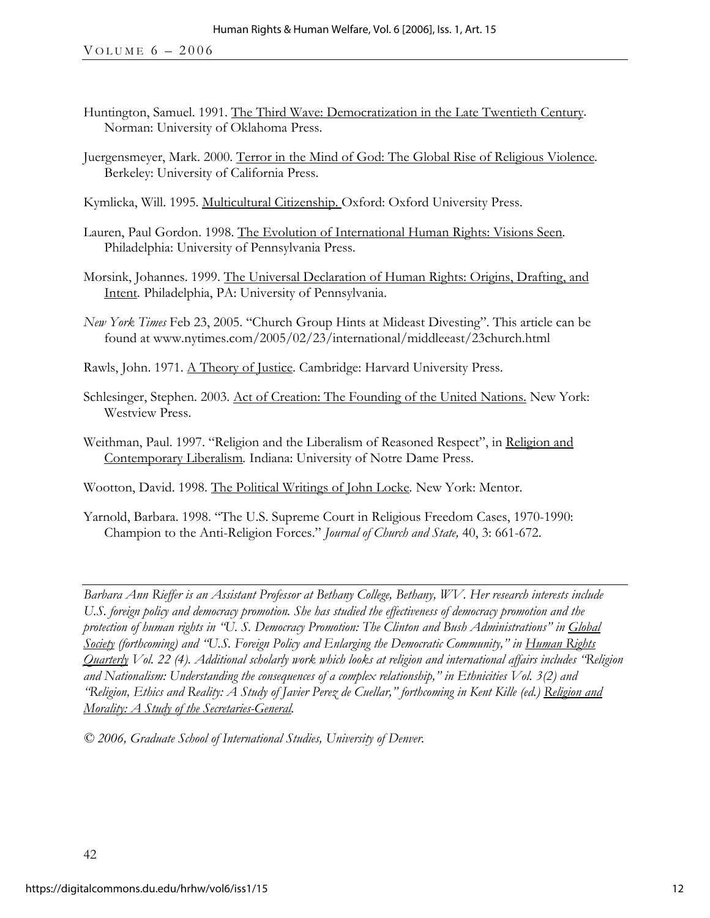Huntington, Samuel. 1991. The Third Wave: Democratization in the Late Twentieth Century. Norman: University of Oklahoma Press.

Juergensmeyer, Mark. 2000. Terror in the Mind of God: The Global Rise of Religious Violence. Berkeley: University of California Press.

Kymlicka, Will. 1995. Multicultural Citizenship. Oxford: Oxford University Press.

Lauren, Paul Gordon. 1998. The Evolution of International Human Rights: Visions Seen. Philadelphia: University of Pennsylvania Press.

Morsink, Johannes. 1999. The Universal Declaration of Human Rights: Origins, Drafting, and Intent. Philadelphia, PA: University of Pennsylvania.

*New York Times* Feb 23, 2005. "Church Group Hints at Mideast Divesting". This article can be found at www.nytimes.com/2005/02/23/international/middleeast/23church.html

Rawls, John. 1971. A Theory of Justice. Cambridge: Harvard University Press.

Schlesinger, Stephen. 2003. Act of Creation: The Founding of the United Nations. New York: Westview Press.

Weithman, Paul. 1997. "Religion and the Liberalism of Reasoned Respect", in Religion and Contemporary Liberalism. Indiana: University of Notre Dame Press.

Wootton, David. 1998. The Political Writings of John Locke. New York: Mentor.

Yarnold, Barbara. 1998. "The U.S. Supreme Court in Religious Freedom Cases, 1970-1990: Champion to the Anti-Religion Forces." *Journal of Church and State,* 40, 3: 661-672.

---

*Barbara Ann Rieffer is an Assistant Professor at Bethany College, Bethany, WV. Her research interests include U.S. foreign policy and democracy promotion. She has studied the effectiveness of democracy promotion and the protection of human rights in "U. S. Democracy Promotion: The Clinton and Bush Administrations" in Global Society (forthcoming) and "U.S. Foreign Policy and Enlarging the Democratic Community," in Human Rights Quarterly Vol. 22 (4). Additional scholarly work which looks at religion and international affairs includes "Religion and Nationalism: Understanding the consequences of a complex relationship," in Ethnicities Vol. 3(2) and "Religion, Ethics and Reality: A Study of Javier Perez de Cuellar," forthcoming in Kent Kille (ed.) Religion and Morality: A Study of the Secretaries-General.*

*© 2006, Graduate School of International Studies, University of Denver.*